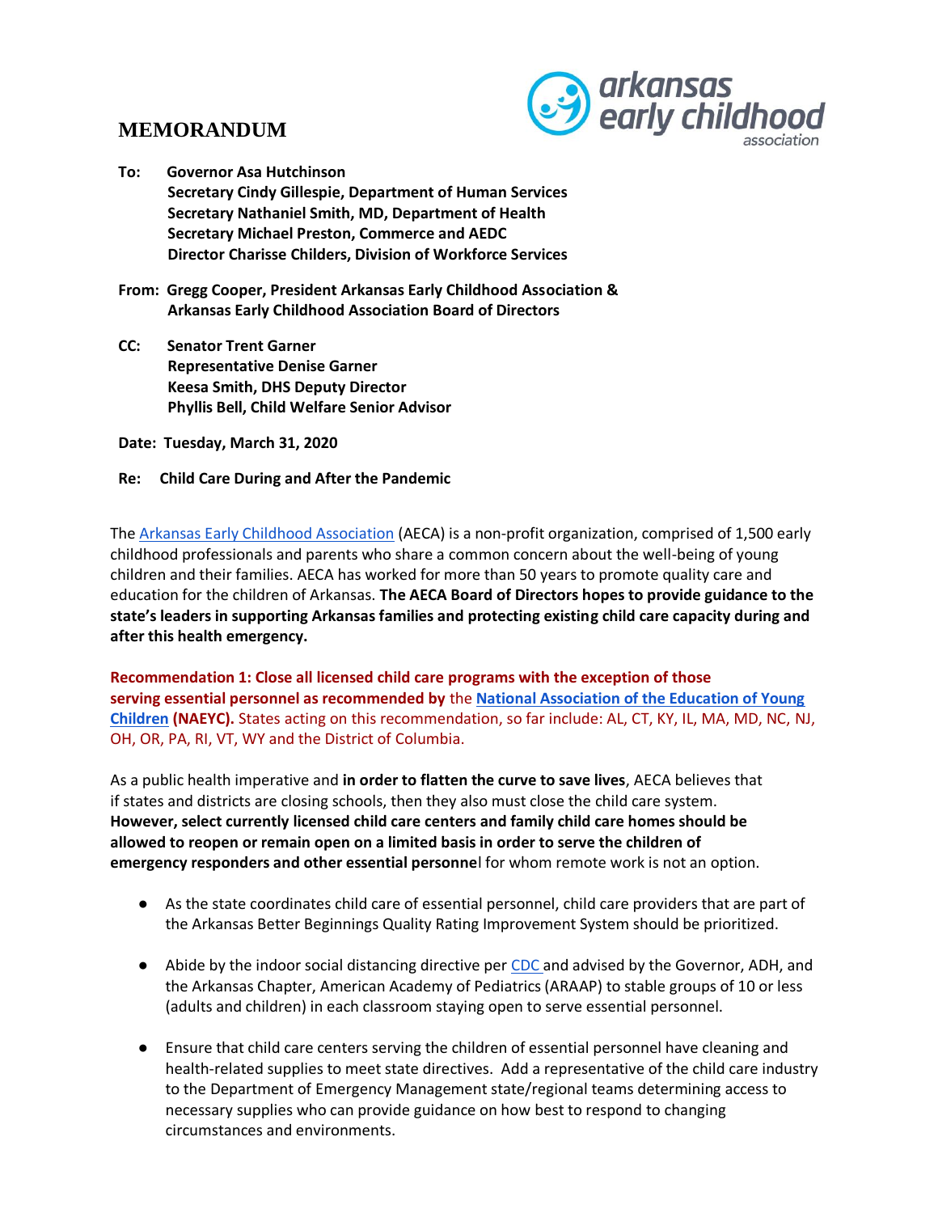# MEMORANDUM

**To:** **Governor Asa Hutchinson**
**Secretary Cindy Gillespie, Department of Human Services**
**Secretary Nathaniel Smith, MD, Department of Health**
**Secretary Michael Preston, Commerce and AEDC**
**Director Charisse Childers, Division of Workforce Services**

**From:** **Gregg Cooper, President Arkansas Early Childhood Association &**
**Arkansas Early Childhood Association Board of Directors**

**CC:** **Senator Trent Garner**
**Representative Denise Garner**
**Keesa Smith, DHS Deputy Director**
**Phyllis Bell, Child Welfare Senior Advisor**

**Date:** **Tuesday, March 31, 2020**

**Re:** **Child Care During and After the Pandemic**

The Arkansas Early Childhood Association (AECA) is a non-profit organization, comprised of 1,500 early childhood professionals and parents who share a common concern about the well-being of young children and their families. AECA has worked for more than 50 years to promote quality care and education for the children of Arkansas. **The AECA Board of Directors hopes to provide guidance to the state's leaders in supporting Arkansas families and protecting existing child care capacity during and after this health emergency.**

**Recommendation 1: Close all licensed child care programs with the exception of those serving essential personnel as recommended by** the **National Association of the Education of Young Children (NAEYC).** States acting on this recommendation, so far include: AL, CT, KY, IL, MA, MD, NC, NJ, OH, OR, PA, RI, VT, WY and the District of Columbia.

As a public health imperative and **in order to flatten the curve to save lives**, AECA believes that if states and districts are closing schools, then they also must close the child care system. **However, select currently licensed child care centers and family child care homes should be allowed to reopen or remain open on a limited basis in order to serve the children of emergency responders and other essential personne**l for whom remote work is not an option.

- As the state coordinates child care of essential personnel, child care providers that are part of the Arkansas Better Beginnings Quality Rating Improvement System should be prioritized.
- Abide by the indoor social distancing directive per CDC and advised by the Governor, ADH, and the Arkansas Chapter, American Academy of Pediatrics (ARAAP) to stable groups of 10 or less (adults and children) in each classroom staying open to serve essential personnel.
- Ensure that child care centers serving the children of essential personnel have cleaning and health-related supplies to meet state directives. Add a representative of the child care industry to the Department of Emergency Management state/regional teams determining access to necessary supplies who can provide guidance on how best to respond to changing circumstances and environments.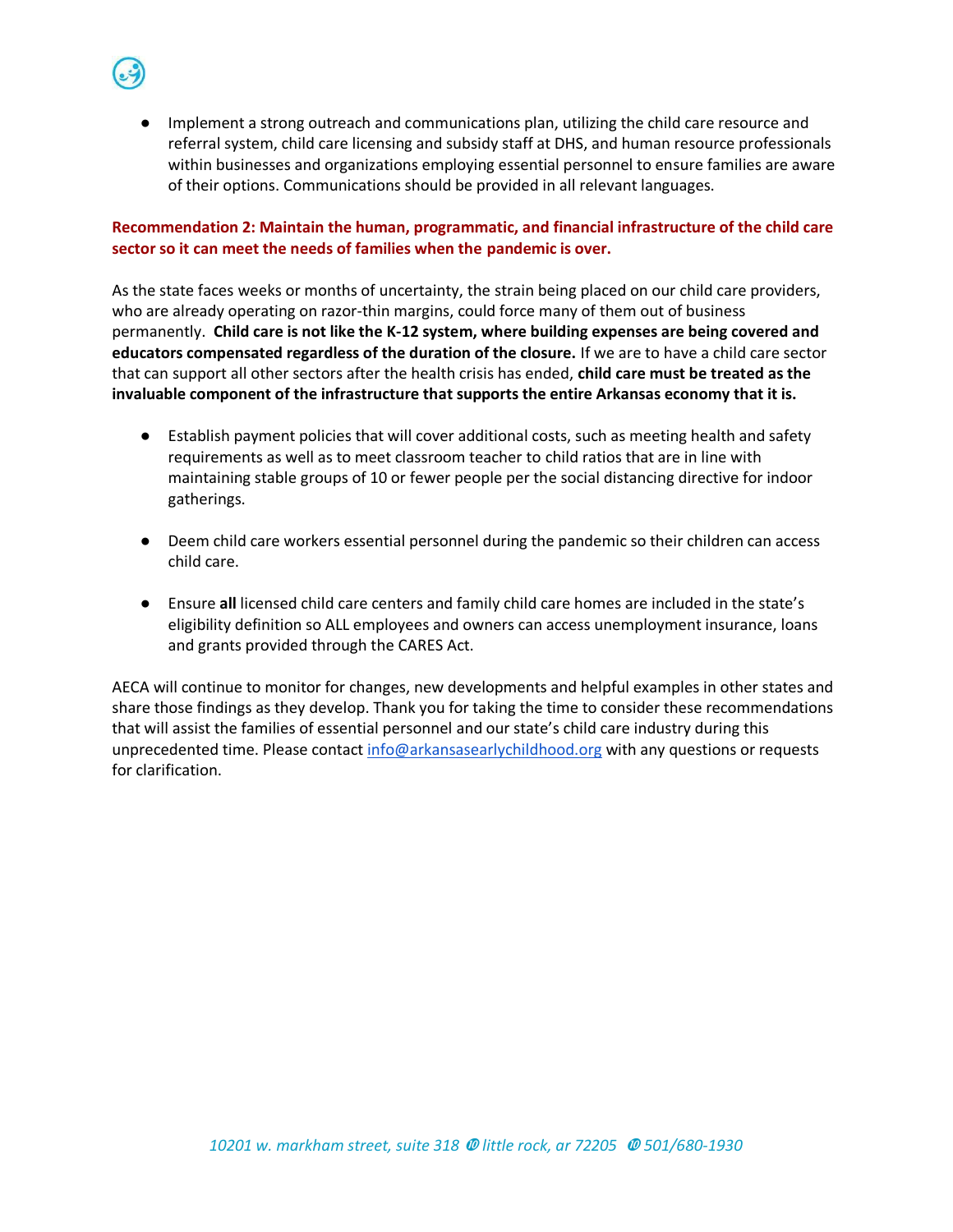- Implement a strong outreach and communications plan, utilizing the child care resource and referral system, child care licensing and subsidy staff at DHS, and human resource professionals within businesses and organizations employing essential personnel to ensure families are aware of their options. Communications should be provided in all relevant languages.

**Recommendation 2: Maintain the human, programmatic, and financial infrastructure of the child care sector so it can meet the needs of families when the pandemic is over.**

As the state faces weeks or months of uncertainty, the strain being placed on our child care providers, who are already operating on razor-thin margins, could force many of them out of business permanently. **Child care is not like the K-12 system, where building expenses are being covered and educators compensated regardless of the duration of the closure.** If we are to have a child care sector that can support all other sectors after the health crisis has ended, **child care must be treated as the invaluable component of the infrastructure that supports the entire Arkansas economy that it is.**

- Establish payment policies that will cover additional costs, such as meeting health and safety requirements as well as to meet classroom teacher to child ratios that are in line with maintaining stable groups of 10 or fewer people per the social distancing directive for indoor gatherings.

- Deem child care workers essential personnel during the pandemic so their children can access child care.

- Ensure **all** licensed child care centers and family child care homes are included in the state's eligibility definition so ALL employees and owners can access unemployment insurance, loans and grants provided through the CARES Act.

AECA will continue to monitor for changes, new developments and helpful examples in other states and share those findings as they develop. Thank you for taking the time to consider these recommendations that will assist the families of essential personnel and our state's child care industry during this unprecedented time. Please contact [info@arkansasearlychildhood.org](mailto:info@arkansasearlychildhood.org) with any questions or requests for clarification.

*10201 w. markham street, suite 318 ⓫ little rock, ar 72205 ⓫ 501/680-1930*